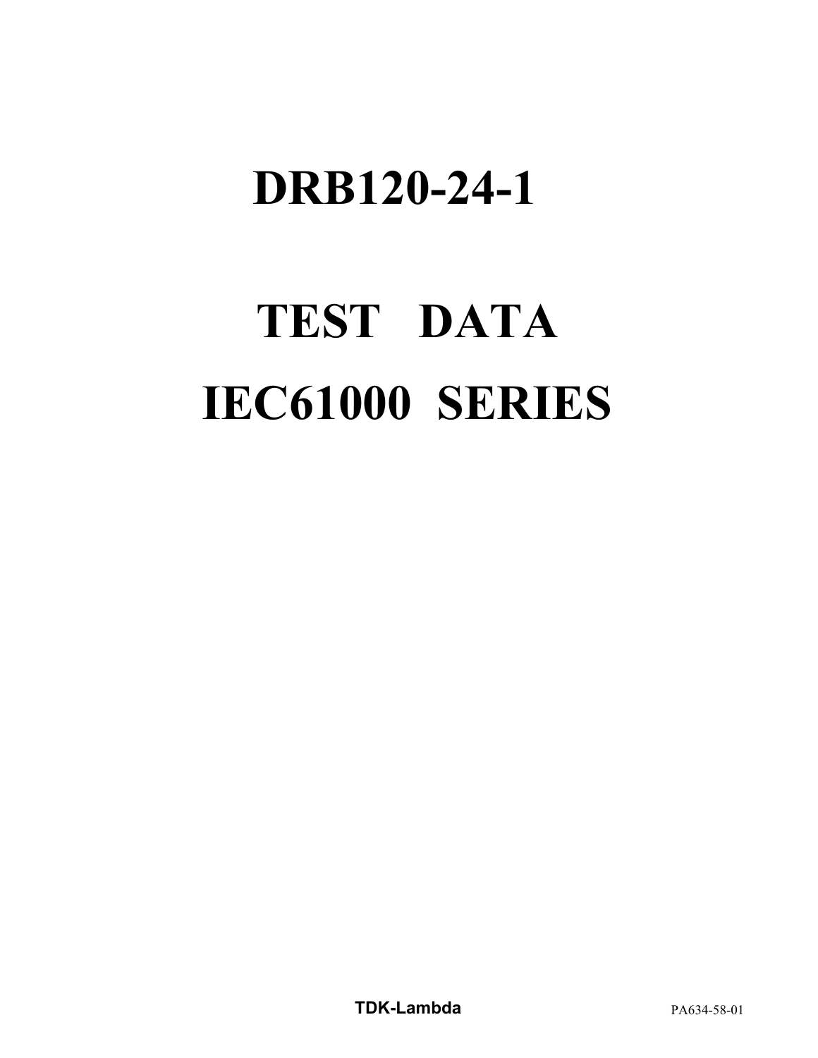# DRB120-24-1

# TEST DATA

# IEC61000 SERIES

**TDK-Lambda** PA634-58-01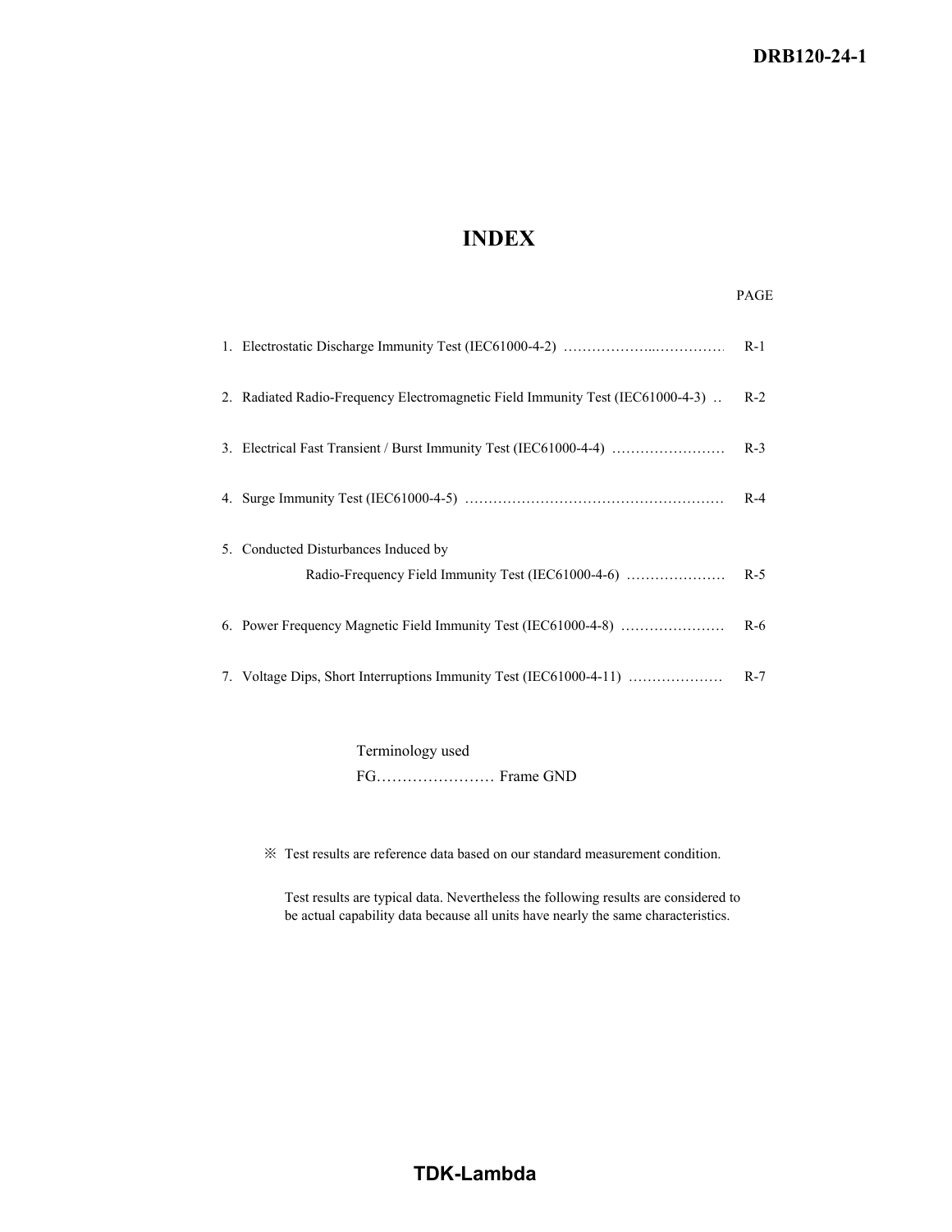# INDEX

| | PAGE |
|---|---|
| 1. Electrostatic Discharge Immunity Test (IEC61000-4-2) ………………...…………… | R-1 |
| 2. Radiated Radio-Frequency Electromagnetic Field Immunity Test (IEC61000-4-3) .. | R-2 |
| 3. Electrical Fast Transient / Burst Immunity Test (IEC61000-4-4) …………………… | R-3 |
| 4. Surge Immunity Test (IEC61000-4-5) ……………………………………………… | R-4 |
| 5. Conducted Disturbances Induced by Radio-Frequency Field Immunity Test (IEC61000-4-6) ………………… | R-5 |
| 6. Power Frequency Magnetic Field Immunity Test (IEC61000-4-8) ………………… | R-6 |
| 7. Voltage Dips, Short Interruptions Immunity Test (IEC61000-4-11) ……………… | R-7 |

Terminology used

FG…………………… Frame GND

※ Test results are reference data based on our standard measurement condition.

Test results are typical data. Nevertheless the following results are considered to be actual capability data because all units have nearly the same characteristics.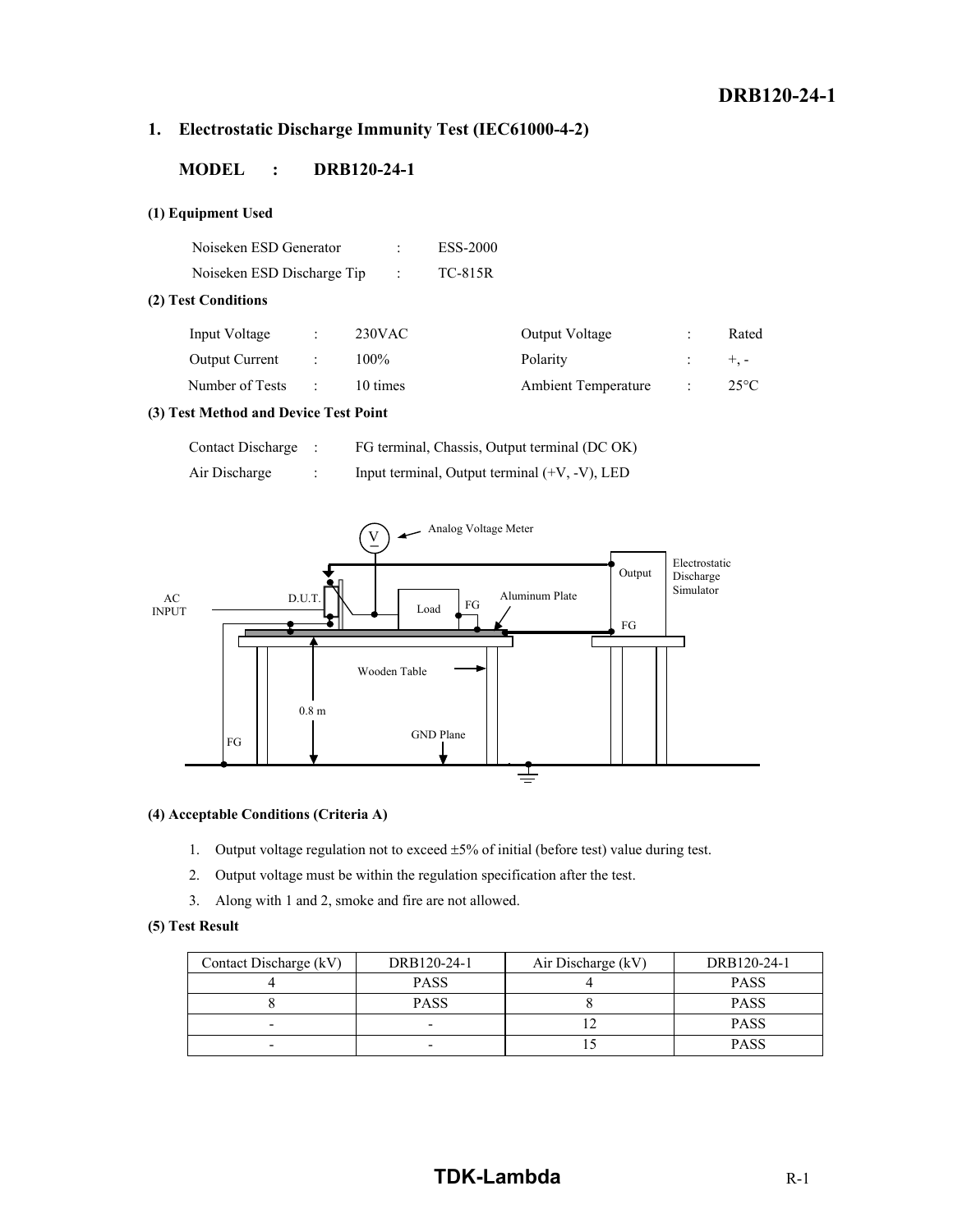## 1. Electrostatic Discharge Immunity Test (IEC61000-4-2)

**MODEL : DRB120-24-1**

**(1) Equipment Used**

| | | |
|---|---|---|
| Noiseken ESD Generator | : | ESS-2000 |
| Noiseken ESD Discharge Tip | : | TC-815R |

**(2) Test Conditions**

| | | | | | |
|---|---|---|---|---|---|
| Input Voltage | : | 230VAC | Output Voltage | : | Rated |
| Output Current | : | 100% | Polarity | : | +, - |
| Number of Tests | : | 10 times | Ambient Temperature | : | 25°C |

**(3) Test Method and Device Test Point**

| | | |
|---|---|---|
| Contact Discharge | : | FG terminal, Chassis, Output terminal (DC OK) |
| Air Discharge | : | Input terminal, Output terminal (+V, -V), LED |

**(4) Acceptable Conditions (Criteria A)**

1. Output voltage regulation not to exceed ±5% of initial (before test) value during test.
2. Output voltage must be within the regulation specification after the test.
3. Along with 1 and 2, smoke and fire are not allowed.

**(5) Test Result**

| Contact Discharge (kV) | DRB120-24-1 | Air Discharge (kV) | DRB120-24-1 |
|---|---|---|---|
| 4 | PASS | 4 | PASS |
| 8 | PASS | 8 | PASS |
| - | - | 12 | PASS |
| - | - | 15 | PASS |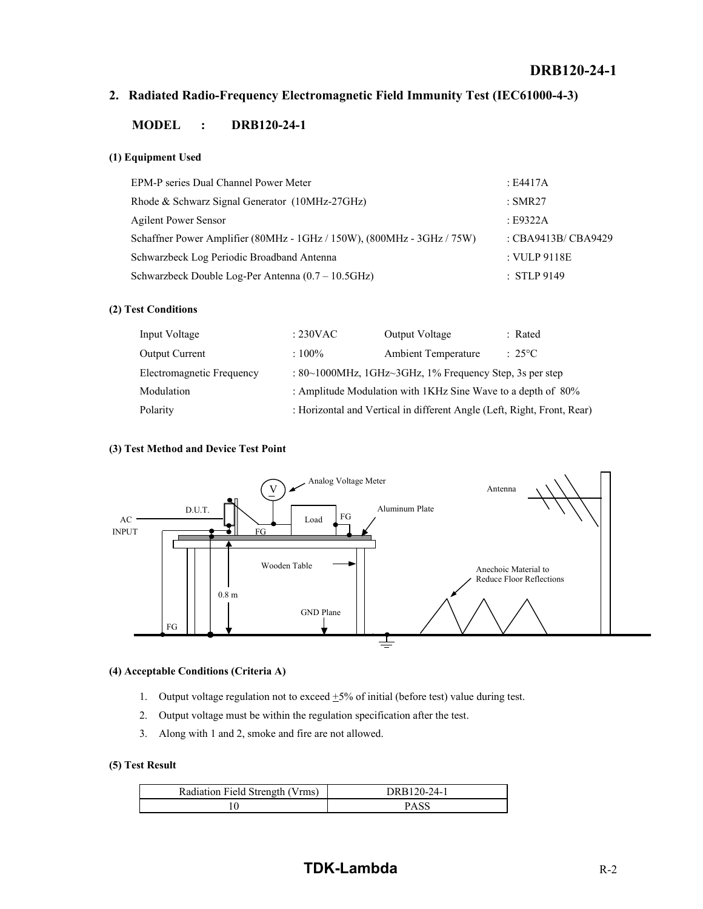## 2. Radiated Radio-Frequency Electromagnetic Field Immunity Test (IEC61000-4-3)

**MODEL : DRB120-24-1**

#### (1) Equipment Used

| | |
|---|---|
| EPM-P series Dual Channel Power Meter | : E4417A |
| Rhode & Schwarz Signal Generator (10MHz-27GHz) | : SMR27 |
| Agilent Power Sensor | : E9322A |
| Schaffner Power Amplifier (80MHz - 1GHz / 150W), (800MHz - 3GHz / 75W) | : CBA9413B/ CBA9429 |
| Schwarzbeck Log Periodic Broadband Antenna | : VULP 9118E |
| Schwarzbeck Double Log-Per Antenna (0.7 – 10.5GHz) | : STLP 9149 |

#### (2) Test Conditions

| | | | |
|---|---|---|---|
| Input Voltage | : 230VAC | Output Voltage | : Rated |
| Output Current | : 100% | Ambient Temperature | : 25°C |
| Electromagnetic Frequency | : 80~1000MHz, 1GHz~3GHz, 1% Frequency Step, 3s per step | | |
| Modulation | : Amplitude Modulation with 1KHz Sine Wave to a depth of 80% | | |
| Polarity | : Horizontal and Vertical in different Angle (Left, Right, Front, Rear) | | |

#### (3) Test Method and Device Test Point

V Analog Voltage Meter, Antenna, D.U.T., Aluminum Plate, AC INPUT, Load, FG, FG, Wooden Table, Anechoic Material to Reduce Floor Reflections, 0.8 m, GND Plane, FG

#### (4) Acceptable Conditions (Criteria A)

1. Output voltage regulation not to exceed ±5% of initial (before test) value during test.
2. Output voltage must be within the regulation specification after the test.
3. Along with 1 and 2, smoke and fire are not allowed.

#### (5) Test Result

| Radiation Field Strength (Vrms) | DRB120-24-1 |
|---|---|
| 10 | PASS |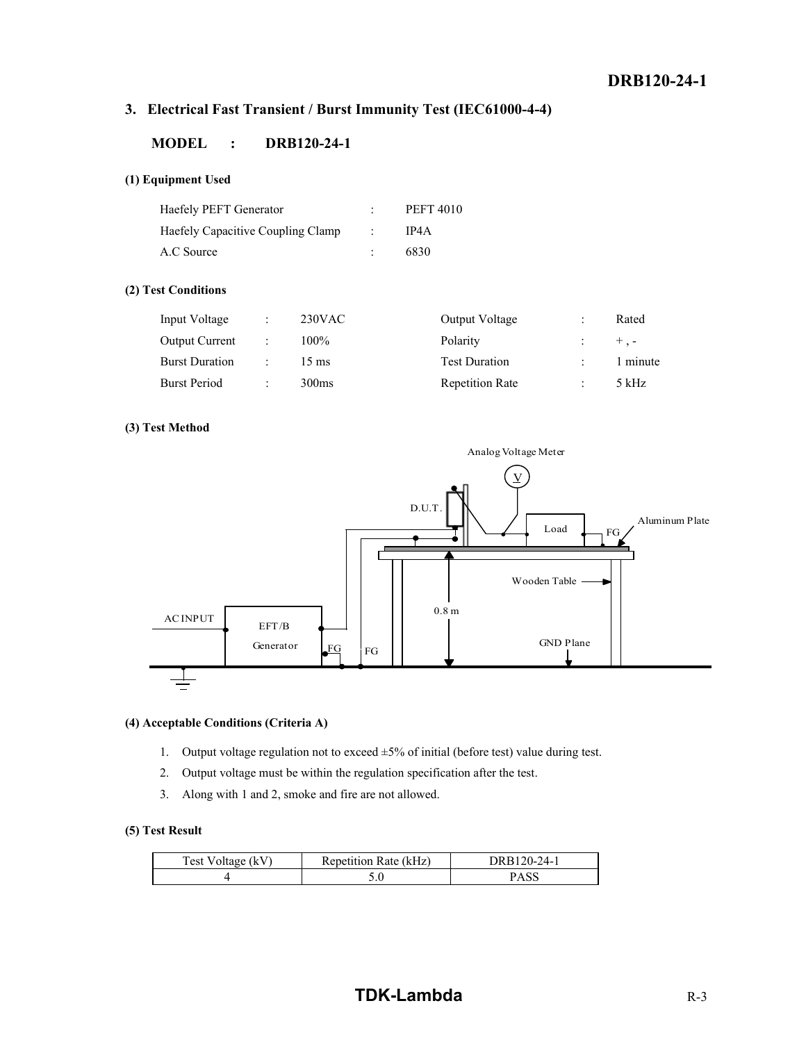## 3. Electrical Fast Transient / Burst Immunity Test (IEC61000-4-4)

**MODEL : DRB120-24-1**

#### (1) Equipment Used

| | | |
|---|---|---|
| Haefely PEFT Generator | : | PEFT 4010 |
| Haefely Capacitive Coupling Clamp | : | IP4A |
| A.C Source | : | 6830 |

#### (2) Test Conditions

| | | | | | |
|---|---|---|---|---|---|
| Input Voltage | : | 230VAC | Output Voltage | : | Rated |
| Output Current | : | 100% | Polarity | : | + , - |
| Burst Duration | : | 15 ms | Test Duration | : | 1 minute |
| Burst Period | : | 300ms | Repetition Rate | : | 5 kHz |

#### (3) Test Method

Analog Voltage Meter

D.U.T.

Load

FG

Aluminum Plate

Wooden Table

0.8 m

AC INPUT

EFT/B Generator

FG

FG

GND Plane

#### (4) Acceptable Conditions (Criteria A)

1. Output voltage regulation not to exceed ±5% of initial (before test) value during test.
2. Output voltage must be within the regulation specification after the test.
3. Along with 1 and 2, smoke and fire are not allowed.

#### (5) Test Result

| Test Voltage (kV) | Repetition Rate (kHz) | DRB120-24-1 |
|---|---|---|
| 4 | 5.0 | PASS |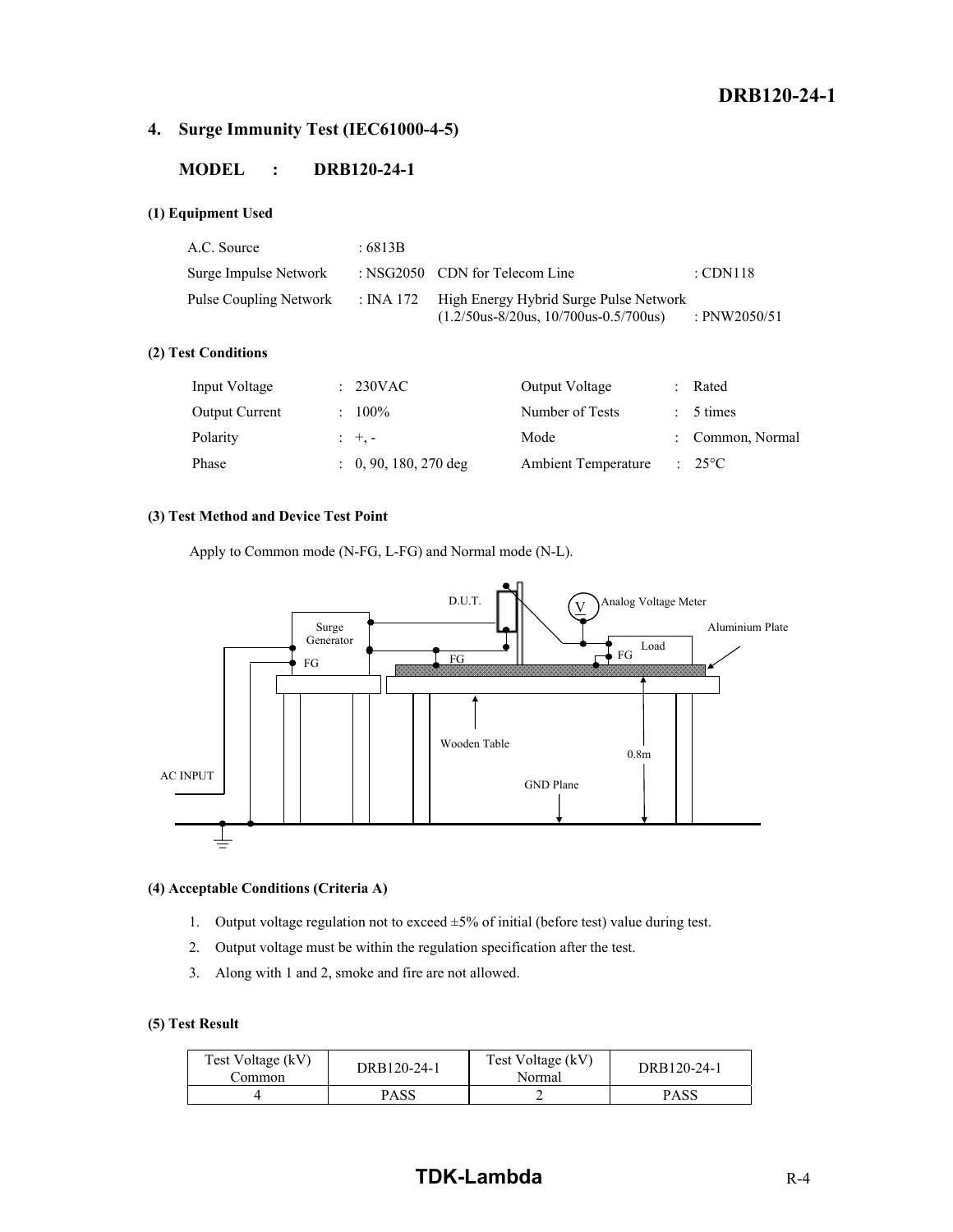## 4. Surge Immunity Test (IEC61000-4-5)

**MODEL : DRB120-24-1**

#### (1) Equipment Used

| | | | |
|---|---|---|---|
| A.C. Source | : 6813B | | |
| Surge Impulse Network | : NSG2050 | CDN for Telecom Line | : CDN118 |
| Pulse Coupling Network | : INA 172 | High Energy Hybrid Surge Pulse Network (1.2/50us-8/20us, 10/700us-0.5/700us) | : PNW2050/51 |

#### (2) Test Conditions

| | | | |
|---|---|---|---|
| Input Voltage | : 230VAC | Output Voltage | : Rated |
| Output Current | : 100% | Number of Tests | : 5 times |
| Polarity | : +, - | Mode | : Common, Normal |
| Phase | : 0, 90, 180, 270 deg | Ambient Temperature | : 25°C |

#### (3) Test Method and Device Test Point

Apply to Common mode (N-FG, L-FG) and Normal mode (N-L).

D.U.T. Analog Voltage Meter Surge Generator FG FG FG Load Aluminium Plate Wooden Table 0.8m AC INPUT GND Plane

#### (4) Acceptable Conditions (Criteria A)

1. Output voltage regulation not to exceed ±5% of initial (before test) value during test.
2. Output voltage must be within the regulation specification after the test.
3. Along with 1 and 2, smoke and fire are not allowed.

#### (5) Test Result

| Test Voltage (kV) Common | DRB120-24-1 | Test Voltage (kV) Normal | DRB120-24-1 |
|---|---|---|---|
| 4 | PASS | 2 | PASS |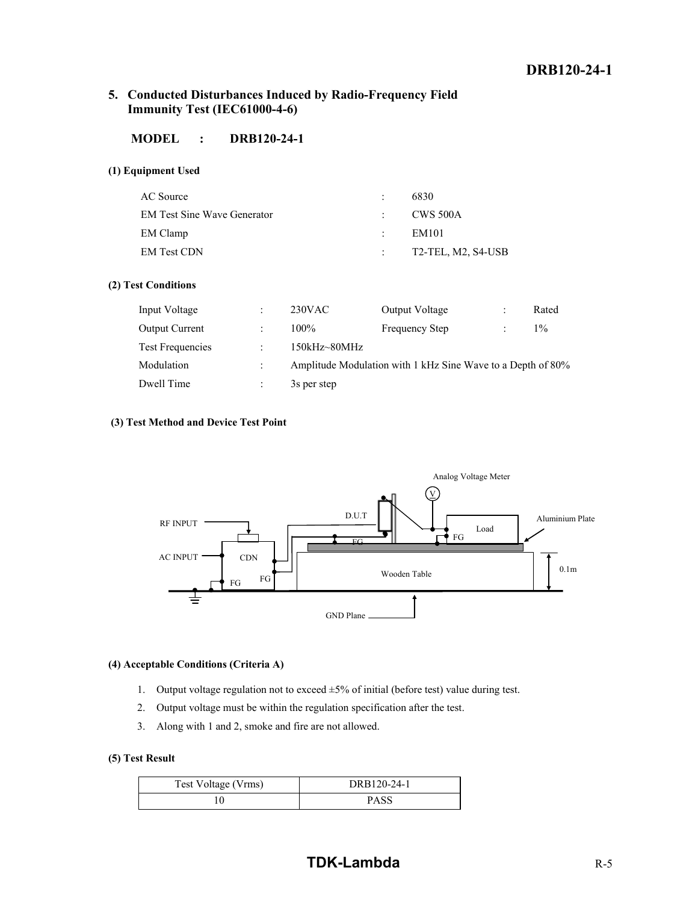## 5. Conducted Disturbances Induced by Radio-Frequency Field Immunity Test (IEC61000-4-6)

**MODEL : DRB120-24-1**

**(1) Equipment Used**

| | | |
|---|---|---|
| AC Source | : | 6830 |
| EM Test Sine Wave Generator | : | CWS 500A |
| EM Clamp | : | EM101 |
| EM Test CDN | : | T2-TEL, M2, S4-USB |

**(2) Test Conditions**

| | | | | | |
|---|---|---|---|---|---|
| Input Voltage | : | 230VAC | Output Voltage | : | Rated |
| Output Current | : | 100% | Frequency Step | : | 1% |
| Test Frequencies | : | 150kHz~80MHz | | | |
| Modulation | : | Amplitude Modulation with 1 kHz Sine Wave to a Depth of 80% | | | |
| Dwell Time | : | 3s per step | | | |

**(3) Test Method and Device Test Point**

Analog Voltage Meter

RF INPUT, AC INPUT, CDN, FG, D.U.T, Load, Aluminium Plate, Wooden Table, 0.1m, GND Plane

**(4) Acceptable Conditions (Criteria A)**

1. Output voltage regulation not to exceed ±5% of initial (before test) value during test.
2. Output voltage must be within the regulation specification after the test.
3. Along with 1 and 2, smoke and fire are not allowed.

**(5) Test Result**

| Test Voltage (Vrms) | DRB120-24-1 |
|---|---|
| 10 | PASS |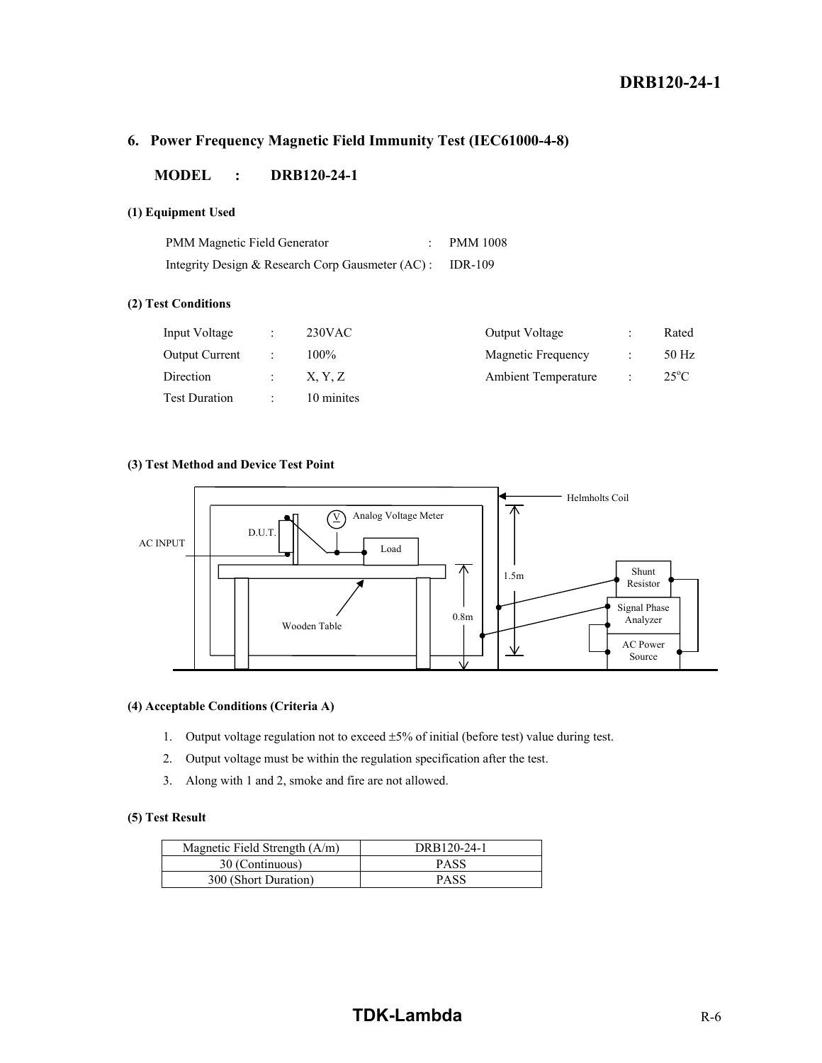## 6. Power Frequency Magnetic Field Immunity Test (IEC61000-4-8)

**MODEL : DRB120-24-1**

**(1) Equipment Used**

| | | |
|---|---|---|
| PMM Magnetic Field Generator | : | PMM 1008 |
| Integrity Design & Research Corp Gausmeter (AC) | : | IDR-109 |

**(2) Test Conditions**

| | | | | | |
|---|---|---|---|---|---|
| Input Voltage | : | 230VAC | Output Voltage | : | Rated |
| Output Current | : | 100% | Magnetic Frequency | : | 50 Hz |
| Direction | : | X, Y, Z | Ambient Temperature | : | 25°C |
| Test Duration | : | 10 minites | | | |

**(3) Test Method and Device Test Point**

Helmholts Coil

Analog Voltage Meter

D.U.T.

AC INPUT

Load

1.5m

Shunt Resistor

Signal Phase Analyzer

0.8m

Wooden Table

AC Power Source

**(4) Acceptable Conditions (Criteria A)**

1. Output voltage regulation not to exceed ±5% of initial (before test) value during test.
2. Output voltage must be within the regulation specification after the test.
3. Along with 1 and 2, smoke and fire are not allowed.

**(5) Test Result**

| Magnetic Field Strength (A/m) | DRB120-24-1 |
|---|---|
| 30 (Continuous) | PASS |
| 300 (Short Duration) | PASS |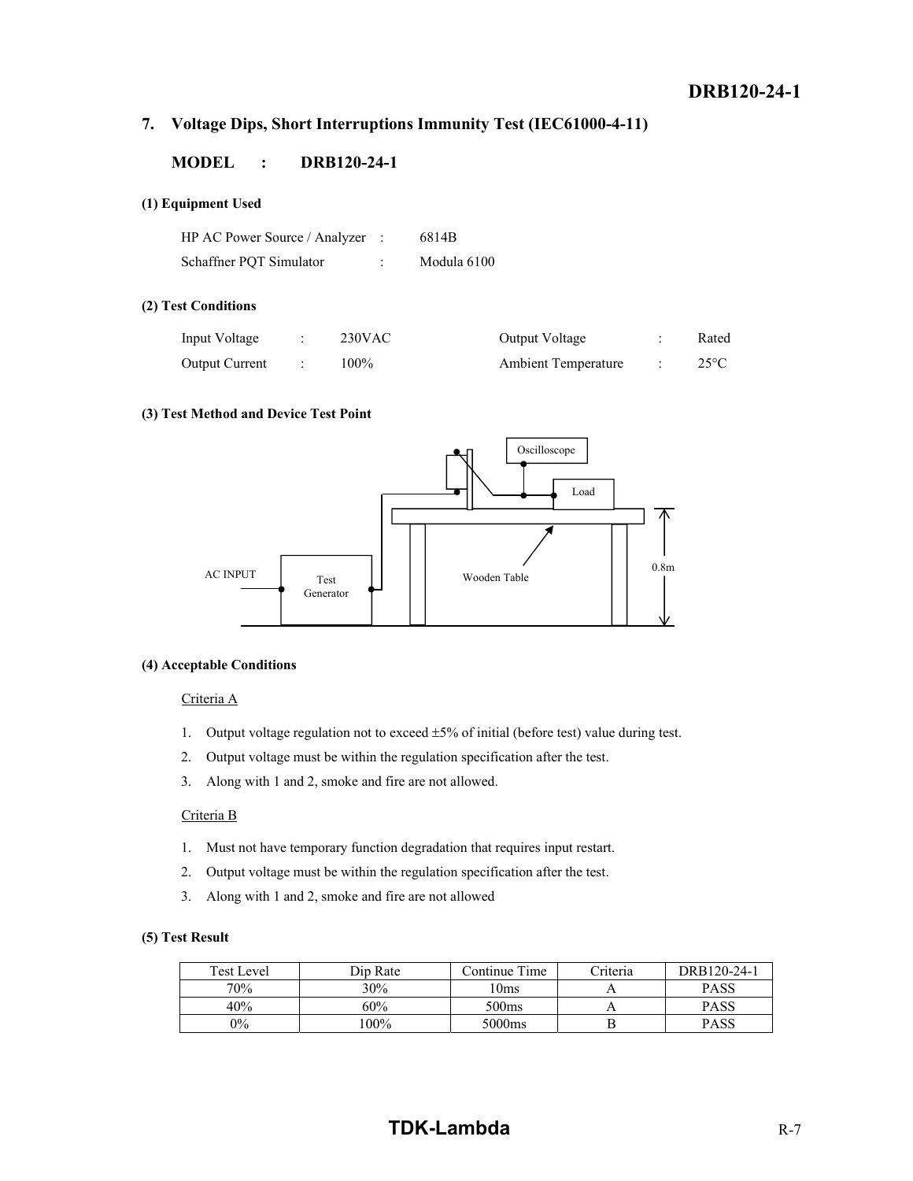## 7. Voltage Dips, Short Interruptions Immunity Test (IEC61000-4-11)

**MODEL : DRB120-24-1**

**(1) Equipment Used**

HP AC Power Source / Analyzer : 6814B

Schaffner PQT Simulator : Modula 6100

**(2) Test Conditions**

| | | | |
|---|---|---|---|
| Input Voltage : | 230VAC | Output Voltage : | Rated |
| Output Current : | 100% | Ambient Temperature : | 25°C |

**(3) Test Method and Device Test Point**

Oscilloscope

Load

AC INPUT

Test Generator

Wooden Table

0.8m

**(4) Acceptable Conditions**

Criteria A

1. Output voltage regulation not to exceed ±5% of initial (before test) value during test.
2. Output voltage must be within the regulation specification after the test.
3. Along with 1 and 2, smoke and fire are not allowed.

Criteria B

1. Must not have temporary function degradation that requires input restart.
2. Output voltage must be within the regulation specification after the test.
3. Along with 1 and 2, smoke and fire are not allowed

**(5) Test Result**

| Test Level | Dip Rate | Continue Time | Criteria | DRB120-24-1 |
|---|---|---|---|---|
| 70% | 30% | 10ms | A | PASS |
| 40% | 60% | 500ms | A | PASS |
| 0% | 100% | 5000ms | B | PASS |